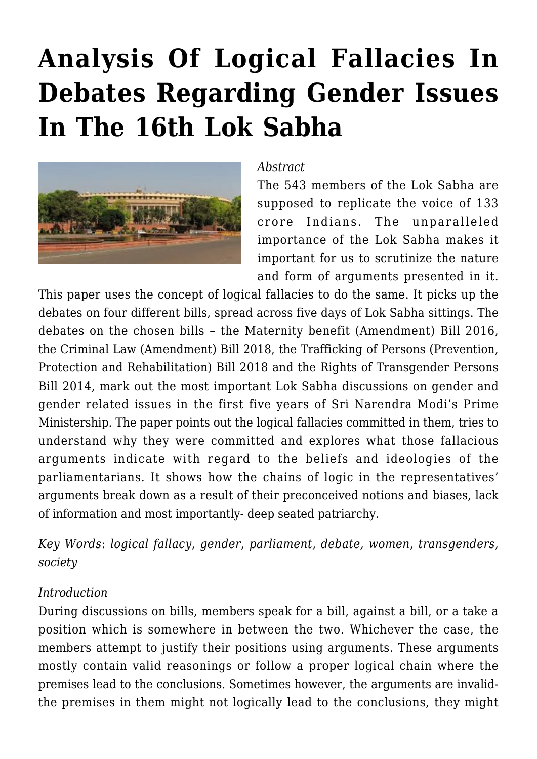# Analysis Of Logical Fallacies In Debates Regarding Gender Issues In The 16th Lok Sabha

*Abstract*

The 543 members of the Lok Sabha are supposed to replicate the voice of 133 crore Indians. The unparalleled importance of the Lok Sabha makes it important for us to scrutinize the nature and form of arguments presented in it. This paper uses the concept of logical fallacies to do the same. It picks up the debates on four different bills, spread across five days of Lok Sabha sittings. The debates on the chosen bills – the Maternity benefit (Amendment) Bill 2016, the Criminal Law (Amendment) Bill 2018, the Trafficking of Persons (Prevention, Protection and Rehabilitation) Bill 2018 and the Rights of Transgender Persons Bill 2014, mark out the most important Lok Sabha discussions on gender and gender related issues in the first five years of Sri Narendra Modi's Prime Ministership. The paper points out the logical fallacies committed in them, tries to understand why they were committed and explores what those fallacious arguments indicate with regard to the beliefs and ideologies of the parliamentarians. It shows how the chains of logic in the representatives' arguments break down as a result of their preconceived notions and biases, lack of information and most importantly- deep seated patriarchy.

*Key Words*: *logical fallacy, gender, parliament, debate, women, transgenders, society*

*Introduction*

During discussions on bills, members speak for a bill, against a bill, or a take a position which is somewhere in between the two. Whichever the case, the members attempt to justify their positions using arguments. These arguments mostly contain valid reasonings or follow a proper logical chain where the premises lead to the conclusions. Sometimes however, the arguments are invalid- the premises in them might not logically lead to the conclusions, they might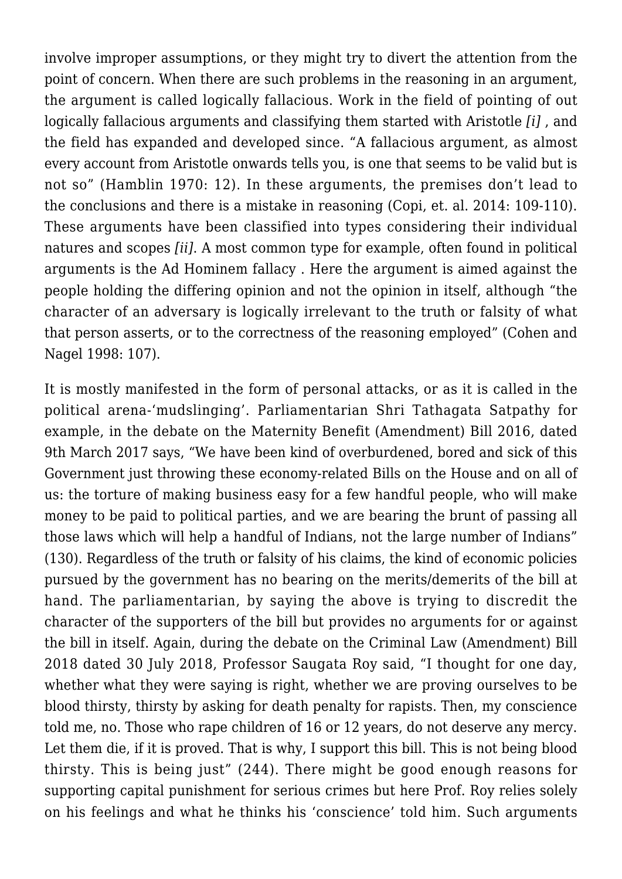involve improper assumptions, or they might try to divert the attention from the point of concern. When there are such problems in the reasoning in an argument, the argument is called logically fallacious. Work in the field of pointing of out logically fallacious arguments and classifying them started with Aristotle *[i]* , and the field has expanded and developed since. "A fallacious argument, as almost every account from Aristotle onwards tells you, is one that seems to be valid but is not so" (Hamblin 1970: 12). In these arguments, the premises don't lead to the conclusions and there is a mistake in reasoning (Copi, et. al. 2014: 109-110). These arguments have been classified into types considering their individual natures and scopes *[ii]*. A most common type for example, often found in political arguments is the Ad Hominem fallacy . Here the argument is aimed against the people holding the differing opinion and not the opinion in itself, although "the character of an adversary is logically irrelevant to the truth or falsity of what that person asserts, or to the correctness of the reasoning employed" (Cohen and Nagel 1998: 107).

It is mostly manifested in the form of personal attacks, or as it is called in the political arena-'mudslinging'. Parliamentarian Shri Tathagata Satpathy for example, in the debate on the Maternity Benefit (Amendment) Bill 2016, dated 9th March 2017 says, "We have been kind of overburdened, bored and sick of this Government just throwing these economy-related Bills on the House and on all of us: the torture of making business easy for a few handful people, who will make money to be paid to political parties, and we are bearing the brunt of passing all those laws which will help a handful of Indians, not the large number of Indians" (130). Regardless of the truth or falsity of his claims, the kind of economic policies pursued by the government has no bearing on the merits/demerits of the bill at hand. The parliamentarian, by saying the above is trying to discredit the character of the supporters of the bill but provides no arguments for or against the bill in itself. Again, during the debate on the Criminal Law (Amendment) Bill 2018 dated 30 July 2018, Professor Saugata Roy said, "I thought for one day, whether what they were saying is right, whether we are proving ourselves to be blood thirsty, thirsty by asking for death penalty for rapists. Then, my conscience told me, no. Those who rape children of 16 or 12 years, do not deserve any mercy. Let them die, if it is proved. That is why, I support this bill. This is not being blood thirsty. This is being just" (244). There might be good enough reasons for supporting capital punishment for serious crimes but here Prof. Roy relies solely on his feelings and what he thinks his 'conscience' told him. Such arguments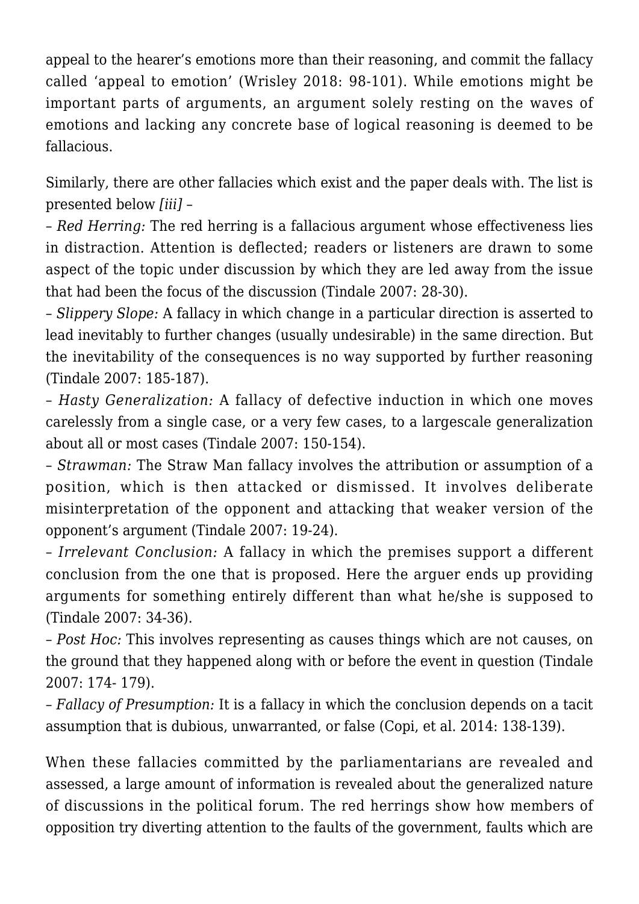appeal to the hearer's emotions more than their reasoning, and commit the fallacy called 'appeal to emotion' (Wrisley 2018: 98-101). While emotions might be important parts of arguments, an argument solely resting on the waves of emotions and lacking any concrete base of logical reasoning is deemed to be fallacious.

Similarly, there are other fallacies which exist and the paper deals with. The list is presented below *[iii]* –

– *Red Herring:* The red herring is a fallacious argument whose effectiveness lies in distraction. Attention is deflected; readers or listeners are drawn to some aspect of the topic under discussion by which they are led away from the issue that had been the focus of the discussion (Tindale 2007: 28-30).

– *Slippery Slope:* A fallacy in which change in a particular direction is asserted to lead inevitably to further changes (usually undesirable) in the same direction. But the inevitability of the consequences is no way supported by further reasoning (Tindale 2007: 185-187).

– *Hasty Generalization:* A fallacy of defective induction in which one moves carelessly from a single case, or a very few cases, to a largescale generalization about all or most cases (Tindale 2007: 150-154).

– *Strawman:* The Straw Man fallacy involves the attribution or assumption of a position, which is then attacked or dismissed. It involves deliberate misinterpretation of the opponent and attacking that weaker version of the opponent's argument (Tindale 2007: 19-24).

– *Irrelevant Conclusion:* A fallacy in which the premises support a different conclusion from the one that is proposed. Here the arguer ends up providing arguments for something entirely different than what he/she is supposed to (Tindale 2007: 34-36).

– *Post Hoc:* This involves representing as causes things which are not causes, on the ground that they happened along with or before the event in question (Tindale 2007: 174- 179).

– *Fallacy of Presumption:* It is a fallacy in which the conclusion depends on a tacit assumption that is dubious, unwarranted, or false (Copi, et al. 2014: 138-139).

When these fallacies committed by the parliamentarians are revealed and assessed, a large amount of information is revealed about the generalized nature of discussions in the political forum. The red herrings show how members of opposition try diverting attention to the faults of the government, faults which are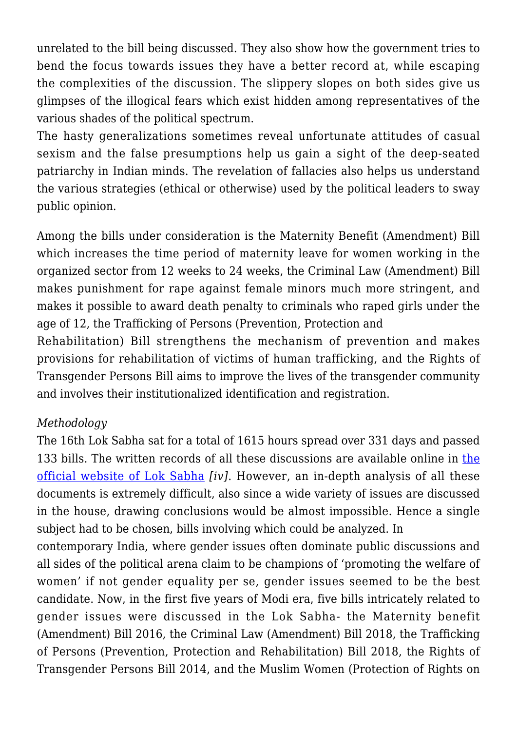unrelated to the bill being discussed. They also show how the government tries to bend the focus towards issues they have a better record at, while escaping the complexities of the discussion. The slippery slopes on both sides give us glimpses of the illogical fears which exist hidden among representatives of the various shades of the political spectrum.

The hasty generalizations sometimes reveal unfortunate attitudes of casual sexism and the false presumptions help us gain a sight of the deep-seated patriarchy in Indian minds. The revelation of fallacies also helps us understand the various strategies (ethical or otherwise) used by the political leaders to sway public opinion.

Among the bills under consideration is the Maternity Benefit (Amendment) Bill which increases the time period of maternity leave for women working in the organized sector from 12 weeks to 24 weeks, the Criminal Law (Amendment) Bill makes punishment for rape against female minors much more stringent, and makes it possible to award death penalty to criminals who raped girls under the age of 12, the Trafficking of Persons (Prevention, Protection and Rehabilitation) Bill strengthens the mechanism of prevention and makes provisions for rehabilitation of victims of human trafficking, and the Rights of Transgender Persons Bill aims to improve the lives of the transgender community and involves their institutionalized identification and registration.

*Methodology*

The 16th Lok Sabha sat for a total of 1615 hours spread over 331 days and passed 133 bills. The written records of all these discussions are available online in [the official website of Lok Sabha](#) *[iv]*. However, an in-depth analysis of all these documents is extremely difficult, also since a wide variety of issues are discussed in the house, drawing conclusions would be almost impossible. Hence a single subject had to be chosen, bills involving which could be analyzed. In contemporary India, where gender issues often dominate public discussions and all sides of the political arena claim to be champions of 'promoting the welfare of women' if not gender equality per se, gender issues seemed to be the best candidate. Now, in the first five years of Modi era, five bills intricately related to gender issues were discussed in the Lok Sabha- the Maternity benefit (Amendment) Bill 2016, the Criminal Law (Amendment) Bill 2018, the Trafficking of Persons (Prevention, Protection and Rehabilitation) Bill 2018, the Rights of Transgender Persons Bill 2014, and the Muslim Women (Protection of Rights on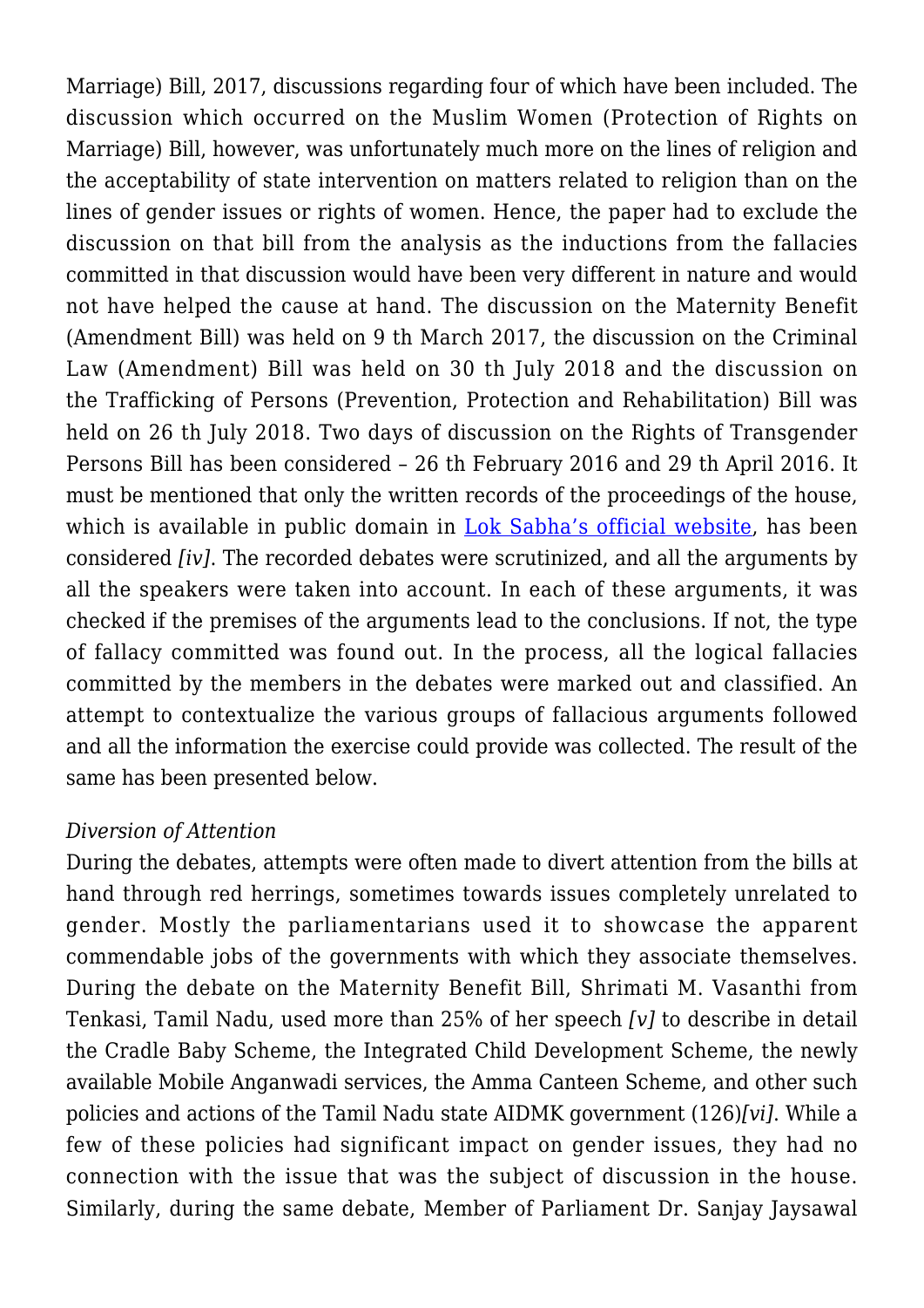Marriage) Bill, 2017, discussions regarding four of which have been included. The discussion which occurred on the Muslim Women (Protection of Rights on Marriage) Bill, however, was unfortunately much more on the lines of religion and the acceptability of state intervention on matters related to religion than on the lines of gender issues or rights of women. Hence, the paper had to exclude the discussion on that bill from the analysis as the inductions from the fallacies committed in that discussion would have been very different in nature and would not have helped the cause at hand. The discussion on the Maternity Benefit (Amendment Bill) was held on 9 th March 2017, the discussion on the Criminal Law (Amendment) Bill was held on 30 th July 2018 and the discussion on the Trafficking of Persons (Prevention, Protection and Rehabilitation) Bill was held on 26 th July 2018. Two days of discussion on the Rights of Transgender Persons Bill has been considered – 26 th February 2016 and 29 th April 2016. It must be mentioned that only the written records of the proceedings of the house, which is available in public domain in [Lok Sabha's official website](), has been considered *[iv]*. The recorded debates were scrutinized, and all the arguments by all the speakers were taken into account. In each of these arguments, it was checked if the premises of the arguments lead to the conclusions. If not, the type of fallacy committed was found out. In the process, all the logical fallacies committed by the members in the debates were marked out and classified. An attempt to contextualize the various groups of fallacious arguments followed and all the information the exercise could provide was collected. The result of the same has been presented below.

*Diversion of Attention*

During the debates, attempts were often made to divert attention from the bills at hand through red herrings, sometimes towards issues completely unrelated to gender. Mostly the parliamentarians used it to showcase the apparent commendable jobs of the governments with which they associate themselves. During the debate on the Maternity Benefit Bill, Shrimati M. Vasanthi from Tenkasi, Tamil Nadu, used more than 25% of her speech *[v]* to describe in detail the Cradle Baby Scheme, the Integrated Child Development Scheme, the newly available Mobile Anganwadi services, the Amma Canteen Scheme, and other such policies and actions of the Tamil Nadu state AIDMK government (126)*[vi]*. While a few of these policies had significant impact on gender issues, they had no connection with the issue that was the subject of discussion in the house. Similarly, during the same debate, Member of Parliament Dr. Sanjay Jaysawal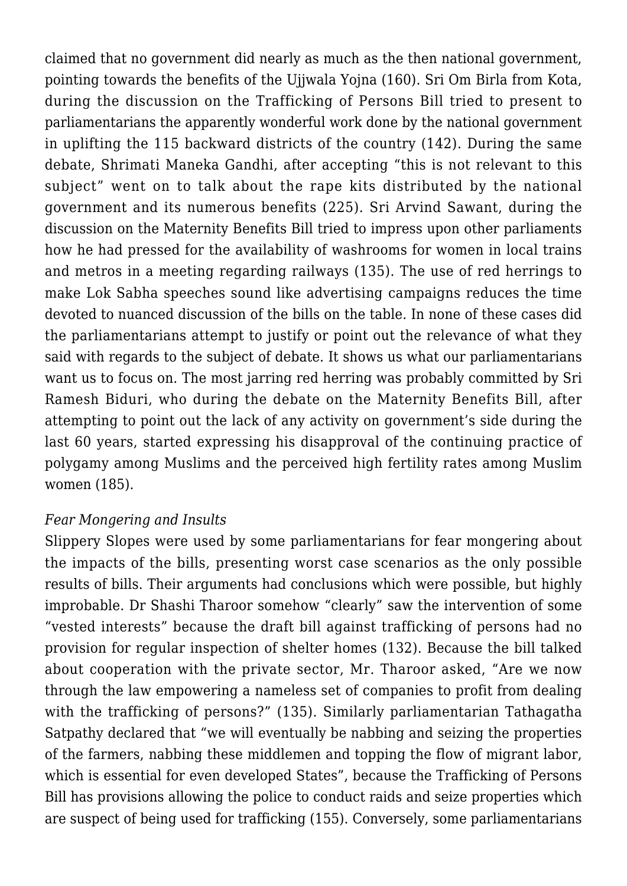claimed that no government did nearly as much as the then national government, pointing towards the benefits of the Ujjwala Yojna (160). Sri Om Birla from Kota, during the discussion on the Trafficking of Persons Bill tried to present to parliamentarians the apparently wonderful work done by the national government in uplifting the 115 backward districts of the country (142). During the same debate, Shrimati Maneka Gandhi, after accepting "this is not relevant to this subject" went on to talk about the rape kits distributed by the national government and its numerous benefits (225). Sri Arvind Sawant, during the discussion on the Maternity Benefits Bill tried to impress upon other parliaments how he had pressed for the availability of washrooms for women in local trains and metros in a meeting regarding railways (135). The use of red herrings to make Lok Sabha speeches sound like advertising campaigns reduces the time devoted to nuanced discussion of the bills on the table. In none of these cases did the parliamentarians attempt to justify or point out the relevance of what they said with regards to the subject of debate. It shows us what our parliamentarians want us to focus on. The most jarring red herring was probably committed by Sri Ramesh Biduri, who during the debate on the Maternity Benefits Bill, after attempting to point out the lack of any activity on government's side during the last 60 years, started expressing his disapproval of the continuing practice of polygamy among Muslims and the perceived high fertility rates among Muslim women (185).

*Fear Mongering and Insults*

Slippery Slopes were used by some parliamentarians for fear mongering about the impacts of the bills, presenting worst case scenarios as the only possible results of bills. Their arguments had conclusions which were possible, but highly improbable. Dr Shashi Tharoor somehow "clearly" saw the intervention of some "vested interests" because the draft bill against trafficking of persons had no provision for regular inspection of shelter homes (132). Because the bill talked about cooperation with the private sector, Mr. Tharoor asked, "Are we now through the law empowering a nameless set of companies to profit from dealing with the trafficking of persons?" (135). Similarly parliamentarian Tathagatha Satpathy declared that "we will eventually be nabbing and seizing the properties of the farmers, nabbing these middlemen and topping the flow of migrant labor, which is essential for even developed States", because the Trafficking of Persons Bill has provisions allowing the police to conduct raids and seize properties which are suspect of being used for trafficking (155). Conversely, some parliamentarians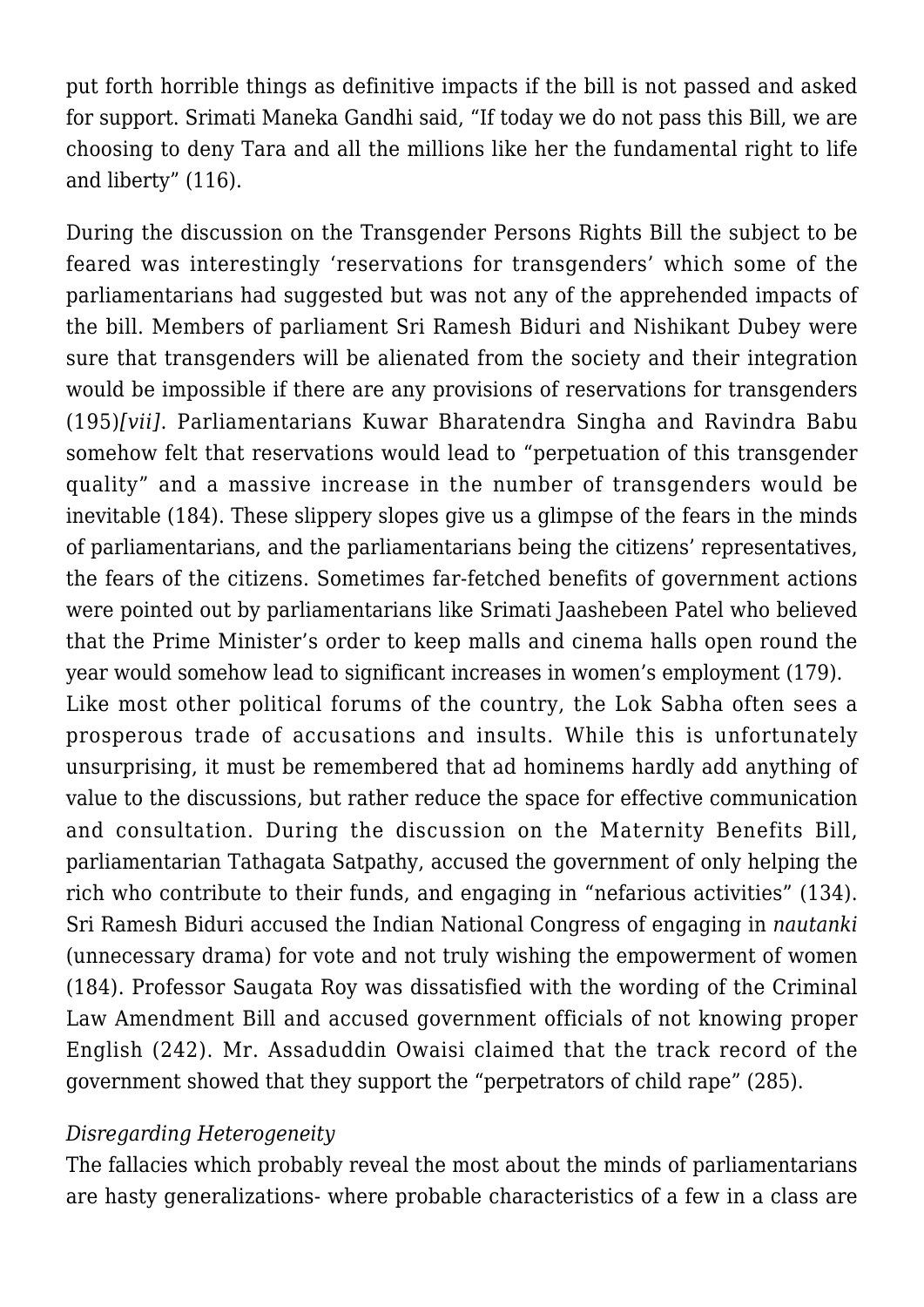put forth horrible things as definitive impacts if the bill is not passed and asked for support. Srimati Maneka Gandhi said, “If today we do not pass this Bill, we are choosing to deny Tara and all the millions like her the fundamental right to life and liberty” (116).

During the discussion on the Transgender Persons Rights Bill the subject to be feared was interestingly ‘reservations for transgenders’ which some of the parliamentarians had suggested but was not any of the apprehended impacts of the bill. Members of parliament Sri Ramesh Biduri and Nishikant Dubey were sure that transgenders will be alienated from the society and their integration would be impossible if there are any provisions of reservations for transgenders (195)*[vii]*. Parliamentarians Kuwar Bharatendra Singha and Ravindra Babu somehow felt that reservations would lead to “perpetuation of this transgender quality” and a massive increase in the number of transgenders would be inevitable (184). These slippery slopes give us a glimpse of the fears in the minds of parliamentarians, and the parliamentarians being the citizens’ representatives, the fears of the citizens. Sometimes far-fetched benefits of government actions were pointed out by parliamentarians like Srimati Jaashebeen Patel who believed that the Prime Minister’s order to keep malls and cinema halls open round the year would somehow lead to significant increases in women’s employment (179).

Like most other political forums of the country, the Lok Sabha often sees a prosperous trade of accusations and insults. While this is unfortunately unsurprising, it must be remembered that ad hominems hardly add anything of value to the discussions, but rather reduce the space for effective communication and consultation. During the discussion on the Maternity Benefits Bill, parliamentarian Tathagata Satpathy, accused the government of only helping the rich who contribute to their funds, and engaging in “nefarious activities” (134). Sri Ramesh Biduri accused the Indian National Congress of engaging in *nautanki* (unnecessary drama) for vote and not truly wishing the empowerment of women (184). Professor Saugata Roy was dissatisfied with the wording of the Criminal Law Amendment Bill and accused government officials of not knowing proper English (242). Mr. Assaduddin Owaisi claimed that the track record of the government showed that they support the “perpetrators of child rape” (285).

*Disregarding Heterogeneity*

The fallacies which probably reveal the most about the minds of parliamentarians are hasty generalizations- where probable characteristics of a few in a class are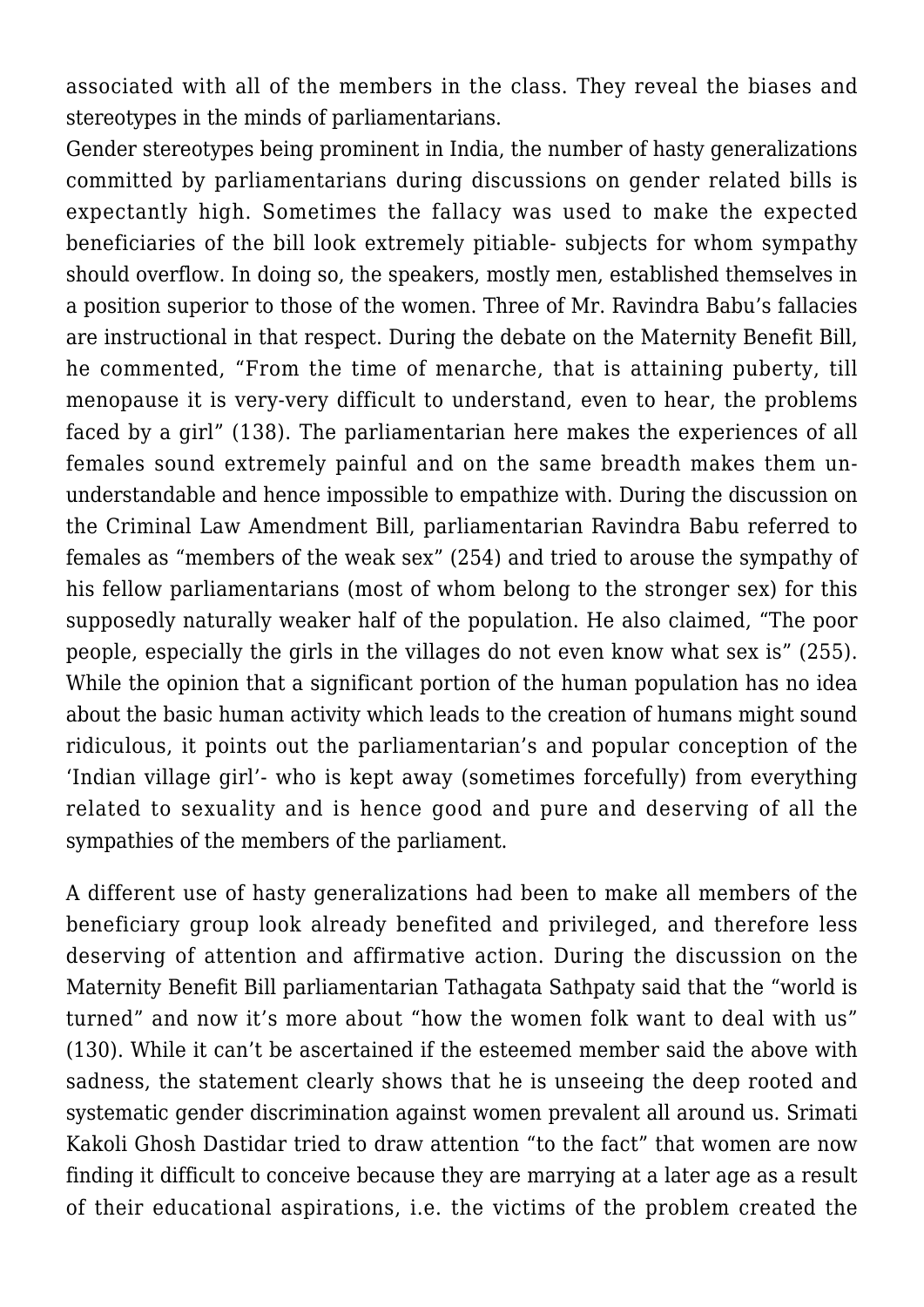associated with all of the members in the class. They reveal the biases and stereotypes in the minds of parliamentarians.

Gender stereotypes being prominent in India, the number of hasty generalizations committed by parliamentarians during discussions on gender related bills is expectantly high. Sometimes the fallacy was used to make the expected beneficiaries of the bill look extremely pitiable- subjects for whom sympathy should overflow. In doing so, the speakers, mostly men, established themselves in a position superior to those of the women. Three of Mr. Ravindra Babu's fallacies are instructional in that respect. During the debate on the Maternity Benefit Bill, he commented, "From the time of menarche, that is attaining puberty, till menopause it is very-very difficult to understand, even to hear, the problems faced by a girl" (138). The parliamentarian here makes the experiences of all females sound extremely painful and on the same breadth makes them un-understandable and hence impossible to empathize with. During the discussion on the Criminal Law Amendment Bill, parliamentarian Ravindra Babu referred to females as "members of the weak sex" (254) and tried to arouse the sympathy of his fellow parliamentarians (most of whom belong to the stronger sex) for this supposedly naturally weaker half of the population. He also claimed, "The poor people, especially the girls in the villages do not even know what sex is" (255). While the opinion that a significant portion of the human population has no idea about the basic human activity which leads to the creation of humans might sound ridiculous, it points out the parliamentarian's and popular conception of the 'Indian village girl'- who is kept away (sometimes forcefully) from everything related to sexuality and is hence good and pure and deserving of all the sympathies of the members of the parliament.

A different use of hasty generalizations had been to make all members of the beneficiary group look already benefited and privileged, and therefore less deserving of attention and affirmative action. During the discussion on the Maternity Benefit Bill parliamentarian Tathagata Sathpaty said that the "world is turned" and now it's more about "how the women folk want to deal with us" (130). While it can't be ascertained if the esteemed member said the above with sadness, the statement clearly shows that he is unseeing the deep rooted and systematic gender discrimination against women prevalent all around us. Srimati Kakoli Ghosh Dastidar tried to draw attention "to the fact" that women are now finding it difficult to conceive because they are marrying at a later age as a result of their educational aspirations, i.e. the victims of the problem created the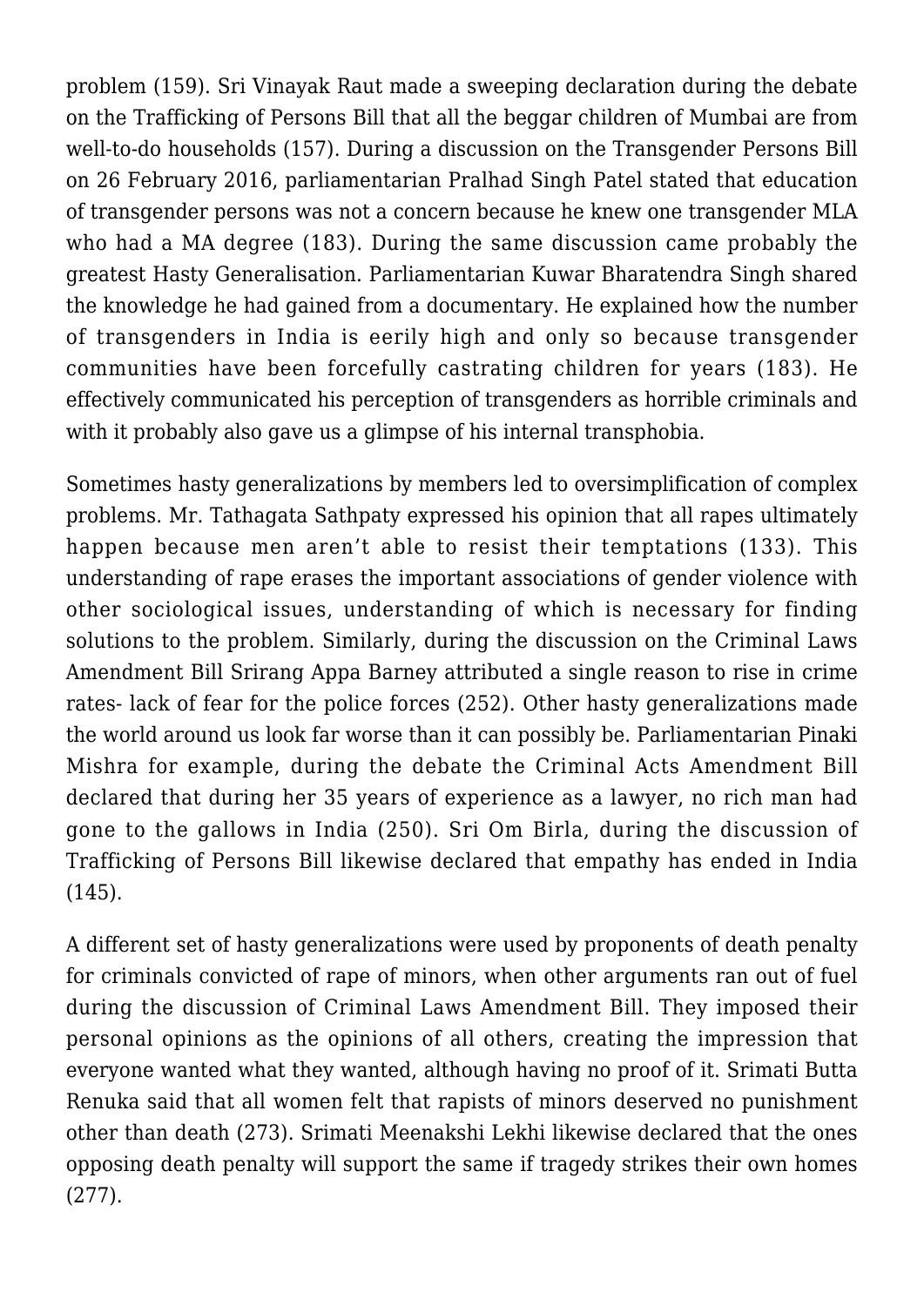problem (159). Sri Vinayak Raut made a sweeping declaration during the debate on the Trafficking of Persons Bill that all the beggar children of Mumbai are from well-to-do households (157). During a discussion on the Transgender Persons Bill on 26 February 2016, parliamentarian Pralhad Singh Patel stated that education of transgender persons was not a concern because he knew one transgender MLA who had a MA degree (183). During the same discussion came probably the greatest Hasty Generalisation. Parliamentarian Kuwar Bharatendra Singh shared the knowledge he had gained from a documentary. He explained how the number of transgenders in India is eerily high and only so because transgender communities have been forcefully castrating children for years (183). He effectively communicated his perception of transgenders as horrible criminals and with it probably also gave us a glimpse of his internal transphobia.

Sometimes hasty generalizations by members led to oversimplification of complex problems. Mr. Tathagata Sathpaty expressed his opinion that all rapes ultimately happen because men aren't able to resist their temptations (133). This understanding of rape erases the important associations of gender violence with other sociological issues, understanding of which is necessary for finding solutions to the problem. Similarly, during the discussion on the Criminal Laws Amendment Bill Srirang Appa Barney attributed a single reason to rise in crime rates- lack of fear for the police forces (252). Other hasty generalizations made the world around us look far worse than it can possibly be. Parliamentarian Pinaki Mishra for example, during the debate the Criminal Acts Amendment Bill declared that during her 35 years of experience as a lawyer, no rich man had gone to the gallows in India (250). Sri Om Birla, during the discussion of Trafficking of Persons Bill likewise declared that empathy has ended in India (145).

A different set of hasty generalizations were used by proponents of death penalty for criminals convicted of rape of minors, when other arguments ran out of fuel during the discussion of Criminal Laws Amendment Bill. They imposed their personal opinions as the opinions of all others, creating the impression that everyone wanted what they wanted, although having no proof of it. Srimati Butta Renuka said that all women felt that rapists of minors deserved no punishment other than death (273). Srimati Meenakshi Lekhi likewise declared that the ones opposing death penalty will support the same if tragedy strikes their own homes (277).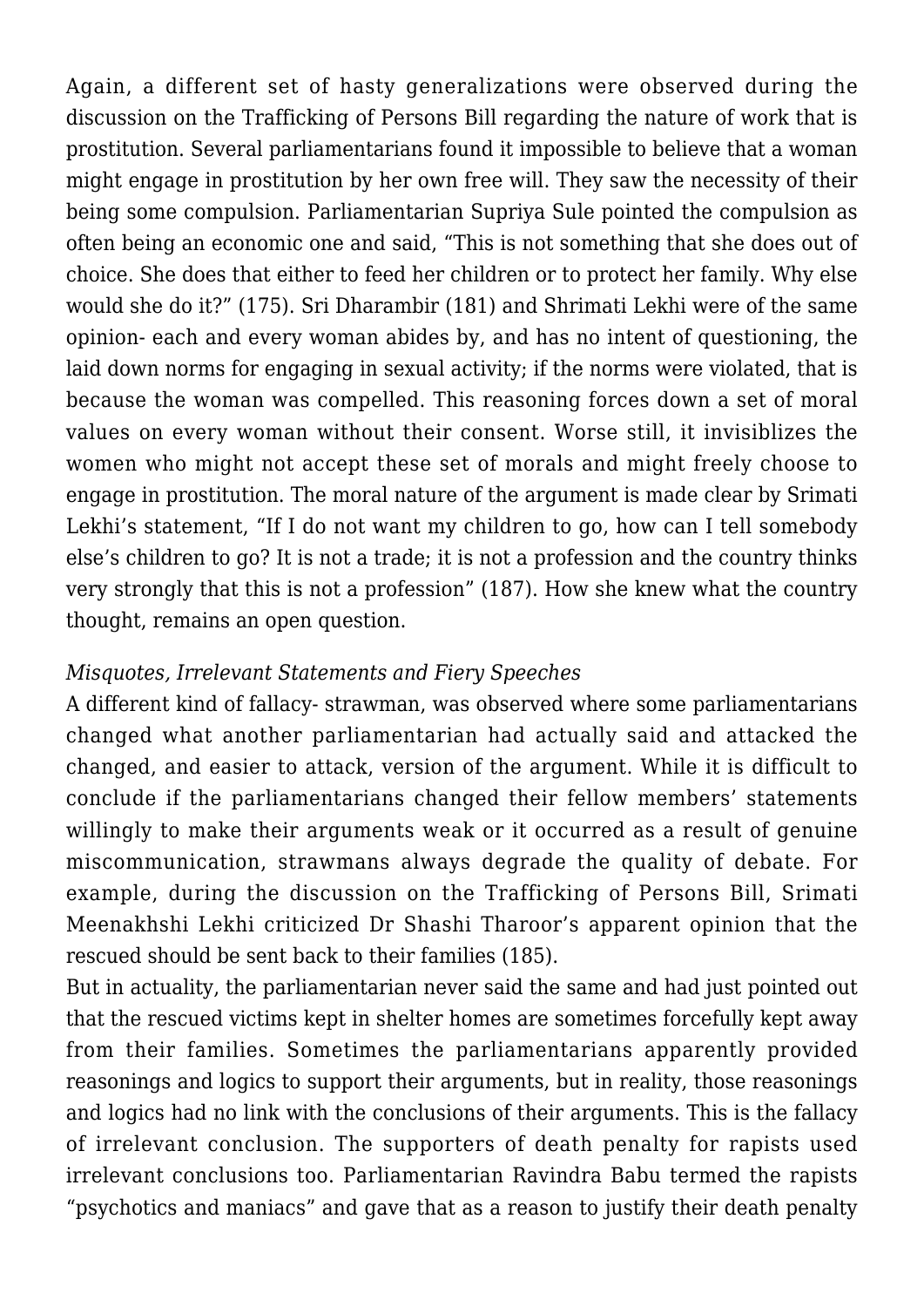Again, a different set of hasty generalizations were observed during the discussion on the Trafficking of Persons Bill regarding the nature of work that is prostitution. Several parliamentarians found it impossible to believe that a woman might engage in prostitution by her own free will. They saw the necessity of their being some compulsion. Parliamentarian Supriya Sule pointed the compulsion as often being an economic one and said, “This is not something that she does out of choice. She does that either to feed her children or to protect her family. Why else would she do it?” (175). Sri Dharambir (181) and Shrimati Lekhi were of the same opinion- each and every woman abides by, and has no intent of questioning, the laid down norms for engaging in sexual activity; if the norms were violated, that is because the woman was compelled. This reasoning forces down a set of moral values on every woman without their consent. Worse still, it invisiblizes the women who might not accept these set of morals and might freely choose to engage in prostitution. The moral nature of the argument is made clear by Srimati Lekhi’s statement, “If I do not want my children to go, how can I tell somebody else’s children to go? It is not a trade; it is not a profession and the country thinks very strongly that this is not a profession” (187). How she knew what the country thought, remains an open question.

*Misquotes, Irrelevant Statements and Fiery Speeches*

A different kind of fallacy- strawman, was observed where some parliamentarians changed what another parliamentarian had actually said and attacked the changed, and easier to attack, version of the argument. While it is difficult to conclude if the parliamentarians changed their fellow members’ statements willingly to make their arguments weak or it occurred as a result of genuine miscommunication, strawmans always degrade the quality of debate. For example, during the discussion on the Trafficking of Persons Bill, Srimati Meenakhshi Lekhi criticized Dr Shashi Tharoor’s apparent opinion that the rescued should be sent back to their families (185).

But in actuality, the parliamentarian never said the same and had just pointed out that the rescued victims kept in shelter homes are sometimes forcefully kept away from their families. Sometimes the parliamentarians apparently provided reasonings and logics to support their arguments, but in reality, those reasonings and logics had no link with the conclusions of their arguments. This is the fallacy of irrelevant conclusion. The supporters of death penalty for rapists used irrelevant conclusions too. Parliamentarian Ravindra Babu termed the rapists “psychotics and maniacs” and gave that as a reason to justify their death penalty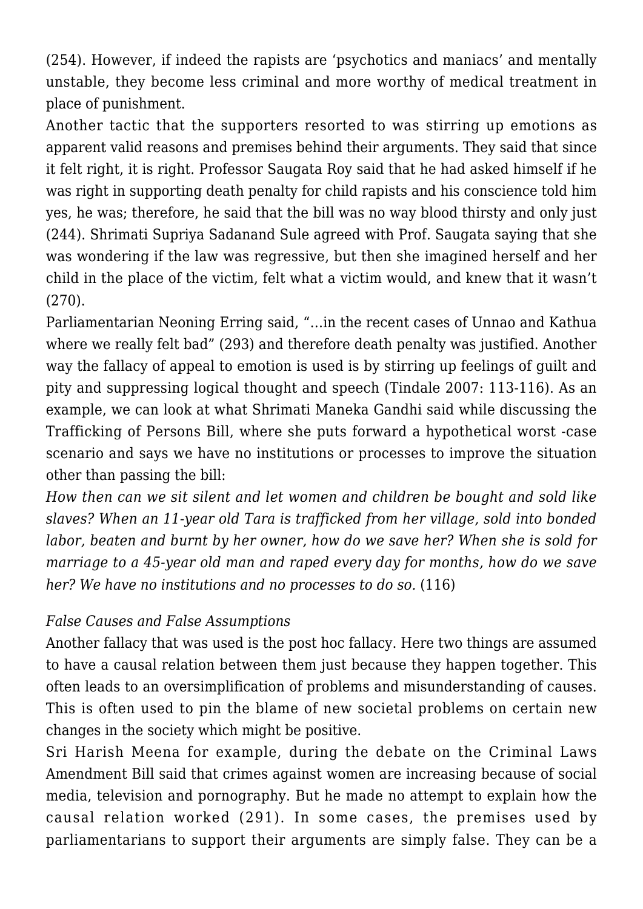(254). However, if indeed the rapists are 'psychotics and maniacs' and mentally unstable, they become less criminal and more worthy of medical treatment in place of punishment.

Another tactic that the supporters resorted to was stirring up emotions as apparent valid reasons and premises behind their arguments. They said that since it felt right, it is right. Professor Saugata Roy said that he had asked himself if he was right in supporting death penalty for child rapists and his conscience told him yes, he was; therefore, he said that the bill was no way blood thirsty and only just (244). Shrimati Supriya Sadanand Sule agreed with Prof. Saugata saying that she was wondering if the law was regressive, but then she imagined herself and her child in the place of the victim, felt what a victim would, and knew that it wasn't (270).

Parliamentarian Neoning Erring said, "…in the recent cases of Unnao and Kathua where we really felt bad" (293) and therefore death penalty was justified. Another way the fallacy of appeal to emotion is used is by stirring up feelings of guilt and pity and suppressing logical thought and speech (Tindale 2007: 113-116). As an example, we can look at what Shrimati Maneka Gandhi said while discussing the Trafficking of Persons Bill, where she puts forward a hypothetical worst -case scenario and says we have no institutions or processes to improve the situation other than passing the bill:

*How then can we sit silent and let women and children be bought and sold like slaves? When an 11-year old Tara is trafficked from her village, sold into bonded labor, beaten and burnt by her owner, how do we save her? When she is sold for marriage to a 45-year old man and raped every day for months, how do we save her? We have no institutions and no processes to do so.* (116)

*False Causes and False Assumptions*

Another fallacy that was used is the post hoc fallacy. Here two things are assumed to have a causal relation between them just because they happen together. This often leads to an oversimplification of problems and misunderstanding of causes. This is often used to pin the blame of new societal problems on certain new changes in the society which might be positive.

Sri Harish Meena for example, during the debate on the Criminal Laws Amendment Bill said that crimes against women are increasing because of social media, television and pornography. But he made no attempt to explain how the causal relation worked (291). In some cases, the premises used by parliamentarians to support their arguments are simply false. They can be a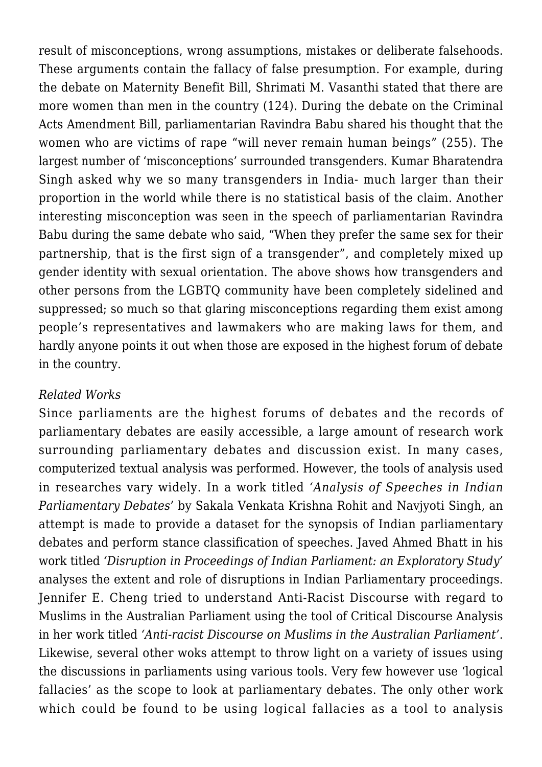result of misconceptions, wrong assumptions, mistakes or deliberate falsehoods. These arguments contain the fallacy of false presumption. For example, during the debate on Maternity Benefit Bill, Shrimati M. Vasanthi stated that there are more women than men in the country (124). During the debate on the Criminal Acts Amendment Bill, parliamentarian Ravindra Babu shared his thought that the women who are victims of rape "will never remain human beings" (255). The largest number of 'misconceptions' surrounded transgenders. Kumar Bharatendra Singh asked why we so many transgenders in India- much larger than their proportion in the world while there is no statistical basis of the claim. Another interesting misconception was seen in the speech of parliamentarian Ravindra Babu during the same debate who said, "When they prefer the same sex for their partnership, that is the first sign of a transgender", and completely mixed up gender identity with sexual orientation. The above shows how transgenders and other persons from the LGBTQ community have been completely sidelined and suppressed; so much so that glaring misconceptions regarding them exist among people's representatives and lawmakers who are making laws for them, and hardly anyone points it out when those are exposed in the highest forum of debate in the country.

*Related Works*

Since parliaments are the highest forums of debates and the records of parliamentary debates are easily accessible, a large amount of research work surrounding parliamentary debates and discussion exist. In many cases, computerized textual analysis was performed. However, the tools of analysis used in researches vary widely. In a work titled *'Analysis of Speeches in Indian Parliamentary Debates'* by Sakala Venkata Krishna Rohit and Navjyoti Singh, an attempt is made to provide a dataset for the synopsis of Indian parliamentary debates and perform stance classification of speeches. Javed Ahmed Bhatt in his work titled *'Disruption in Proceedings of Indian Parliament: an Exploratory Study'* analyses the extent and role of disruptions in Indian Parliamentary proceedings. Jennifer E. Cheng tried to understand Anti-Racist Discourse with regard to Muslims in the Australian Parliament using the tool of Critical Discourse Analysis in her work titled *'Anti-racist Discourse on Muslims in the Australian Parliament'*. Likewise, several other woks attempt to throw light on a variety of issues using the discussions in parliaments using various tools. Very few however use 'logical fallacies' as the scope to look at parliamentary debates. The only other work which could be found to be using logical fallacies as a tool to analysis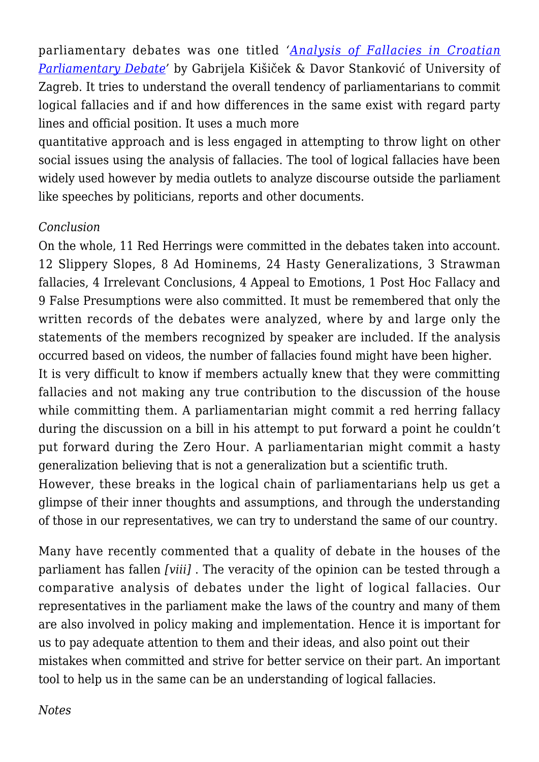parliamentary debates was one titled '*Analysis of Fallacies in Croatian Parliamentary Debate*' by Gabrijela Kišiček & Davor Stanković of University of Zagreb. It tries to understand the overall tendency of parliamentarians to commit logical fallacies and if and how differences in the same exist with regard party lines and official position. It uses a much more quantitative approach and is less engaged in attempting to throw light on other social issues using the analysis of fallacies. The tool of logical fallacies have been widely used however by media outlets to analyze discourse outside the parliament like speeches by politicians, reports and other documents.

*Conclusion*

On the whole, 11 Red Herrings were committed in the debates taken into account. 12 Slippery Slopes, 8 Ad Hominems, 24 Hasty Generalizations, 3 Strawman fallacies, 4 Irrelevant Conclusions, 4 Appeal to Emotions, 1 Post Hoc Fallacy and 9 False Presumptions were also committed. It must be remembered that only the written records of the debates were analyzed, where by and large only the statements of the members recognized by speaker are included. If the analysis occurred based on videos, the number of fallacies found might have been higher.

It is very difficult to know if members actually knew that they were committing fallacies and not making any true contribution to the discussion of the house while committing them. A parliamentarian might commit a red herring fallacy during the discussion on a bill in his attempt to put forward a point he couldn't put forward during the Zero Hour. A parliamentarian might commit a hasty generalization believing that is not a generalization but a scientific truth.

However, these breaks in the logical chain of parliamentarians help us get a glimpse of their inner thoughts and assumptions, and through the understanding of those in our representatives, we can try to understand the same of our country.

Many have recently commented that a quality of debate in the houses of the parliament has fallen *[viii]* . The veracity of the opinion can be tested through a comparative analysis of debates under the light of logical fallacies. Our representatives in the parliament make the laws of the country and many of them are also involved in policy making and implementation. Hence it is important for us to pay adequate attention to them and their ideas, and also point out their mistakes when committed and strive for better service on their part. An important tool to help us in the same can be an understanding of logical fallacies.

*Notes*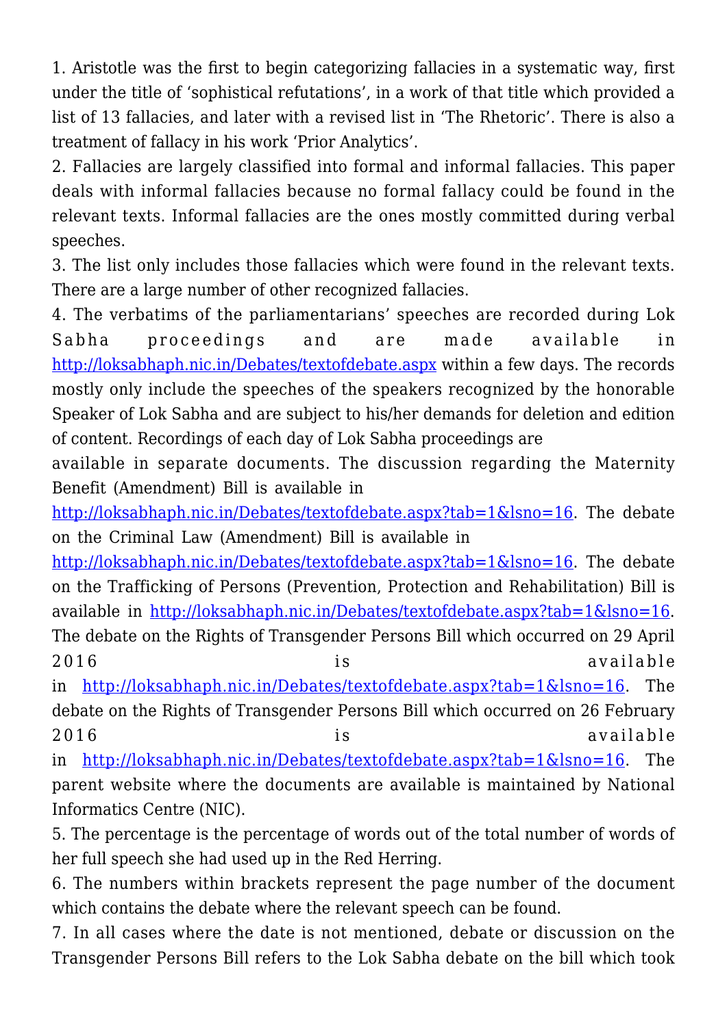1. Aristotle was the first to begin categorizing fallacies in a systematic way, first under the title of 'sophistical refutations', in a work of that title which provided a list of 13 fallacies, and later with a revised list in 'The Rhetoric'. There is also a treatment of fallacy in his work 'Prior Analytics'.
2. Fallacies are largely classified into formal and informal fallacies. This paper deals with informal fallacies because no formal fallacy could be found in the relevant texts. Informal fallacies are the ones mostly committed during verbal speeches.
3. The list only includes those fallacies which were found in the relevant texts. There are a large number of other recognized fallacies.
4. The verbatims of the parliamentarians' speeches are recorded during Lok Sabha proceedings and are made available in [http://loksabhaph.nic.in/Debates/textofdebate.aspx](http://loksabhaph.nic.in/Debates/textofdebate.aspx) within a few days. The records mostly only include the speeches of the speakers recognized by the honorable Speaker of Lok Sabha and are subject to his/her demands for deletion and edition of content. Recordings of each day of Lok Sabha proceedings are available in separate documents. The discussion regarding the Maternity Benefit (Amendment) Bill is available in [http://loksabhaph.nic.in/Debates/textofdebate.aspx?tab=1&lsno=16](http://loksabhaph.nic.in/Debates/textofdebate.aspx?tab=1&lsno=16). The debate on the Criminal Law (Amendment) Bill is available in [http://loksabhaph.nic.in/Debates/textofdebate.aspx?tab=1&lsno=16](http://loksabhaph.nic.in/Debates/textofdebate.aspx?tab=1&lsno=16). The debate on the Trafficking of Persons (Prevention, Protection and Rehabilitation) Bill is available in [http://loksabhaph.nic.in/Debates/textofdebate.aspx?tab=1&lsno=16](http://loksabhaph.nic.in/Debates/textofdebate.aspx?tab=1&lsno=16). The debate on the Rights of Transgender Persons Bill which occurred on 29 April 2016 is available in [http://loksabhaph.nic.in/Debates/textofdebate.aspx?tab=1&lsno=16](http://loksabhaph.nic.in/Debates/textofdebate.aspx?tab=1&lsno=16). The debate on the Rights of Transgender Persons Bill which occurred on 26 February 2016 is available in [http://loksabhaph.nic.in/Debates/textofdebate.aspx?tab=1&lsno=16](http://loksabhaph.nic.in/Debates/textofdebate.aspx?tab=1&lsno=16). The parent website where the documents are available is maintained by National Informatics Centre (NIC).
5. The percentage is the percentage of words out of the total number of words of her full speech she had used up in the Red Herring.
6. The numbers within brackets represent the page number of the document which contains the debate where the relevant speech can be found.
7. In all cases where the date is not mentioned, debate or discussion on the Transgender Persons Bill refers to the Lok Sabha debate on the bill which took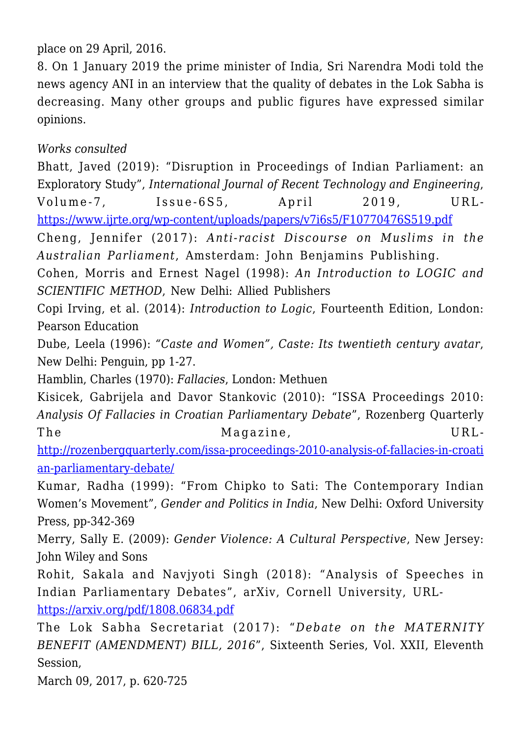place on 29 April, 2016.

8. On 1 January 2019 the prime minister of India, Sri Narendra Modi told the news agency ANI in an interview that the quality of debates in the Lok Sabha is decreasing. Many other groups and public figures have expressed similar opinions.

*Works consulted*

Bhatt, Javed (2019): "Disruption in Proceedings of Indian Parliament: an Exploratory Study", *International Journal of Recent Technology and Engineering*, Volume-7, Issue-6S5, April 2019, URL-https://www.ijrte.org/wp-content/uploads/papers/v7i6s5/F10770476S519.pdf

Cheng, Jennifer (2017): *Anti-racist Discourse on Muslims in the Australian Parliament*, Amsterdam: John Benjamins Publishing.

Cohen, Morris and Ernest Nagel (1998): *An Introduction to LOGIC and SCIENTIFIC METHOD*, New Delhi: Allied Publishers

Copi Irving, et al. (2014): *Introduction to Logic*, Fourteenth Edition, London: Pearson Education

Dube, Leela (1996): *"Caste and Women", Caste: Its twentieth century avatar*, New Delhi: Penguin, pp 1-27.

Hamblin, Charles (1970): *Fallacies*, London: Methuen

Kisicek, Gabrijela and Davor Stankovic (2010): "ISSA Proceedings 2010: *Analysis Of Fallacies in Croatian Parliamentary Debate*", Rozenberg Quarterly The Magazine, URL-http://rozenbergquarterly.com/issa-proceedings-2010-analysis-of-fallacies-in-croatian-parliamentary-debate/

Kumar, Radha (1999): "From Chipko to Sati: The Contemporary Indian Women's Movement", *Gender and Politics in India*, New Delhi: Oxford University Press, pp-342-369

Merry, Sally E. (2009): *Gender Violence: A Cultural Perspective*, New Jersey: John Wiley and Sons

Rohit, Sakala and Navjyoti Singh (2018): "Analysis of Speeches in Indian Parliamentary Debates", arXiv, Cornell University, URL-https://arxiv.org/pdf/1808.06834.pdf

The Lok Sabha Secretariat (2017): "*Debate on the MATERNITY BENEFIT (AMENDMENT) BILL, 2016*", Sixteenth Series, Vol. XXII, Eleventh Session,
March 09, 2017, p. 620-725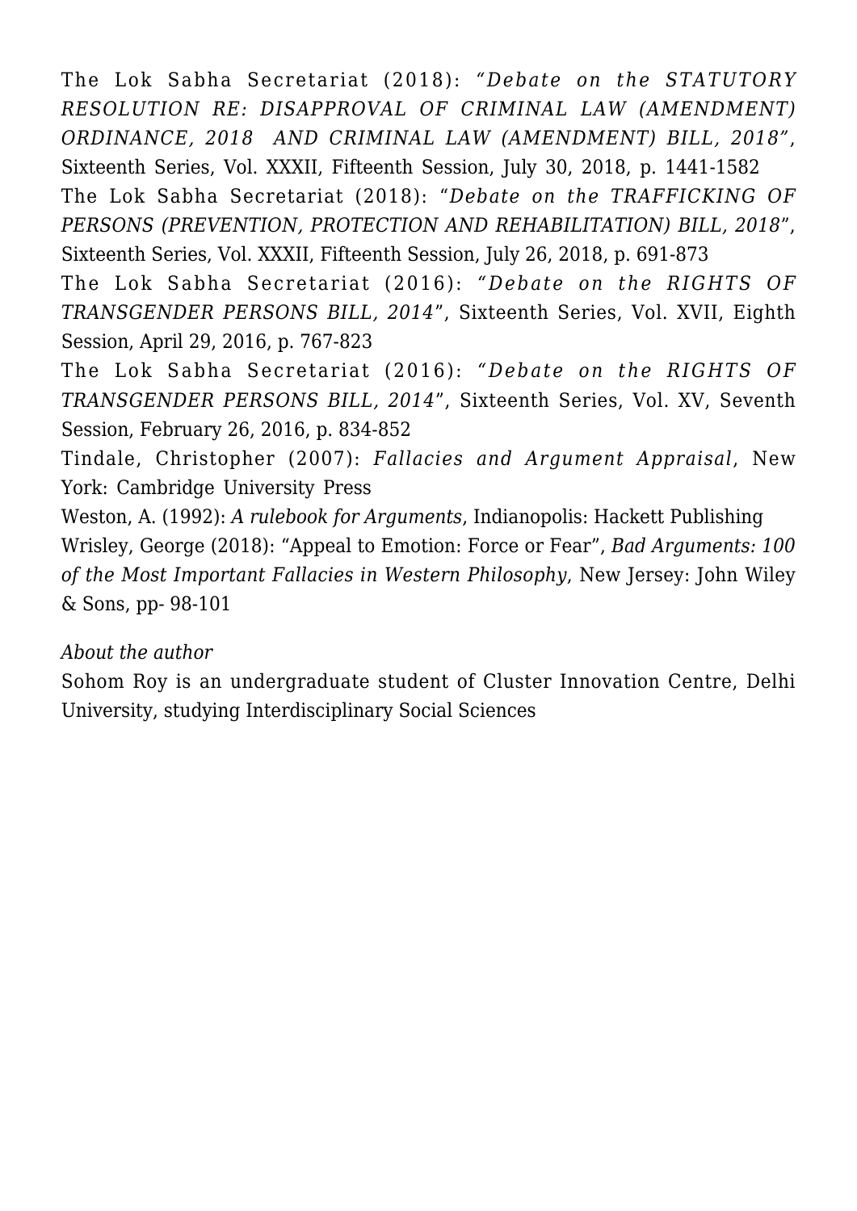The Lok Sabha Secretariat (2018): *"Debate on the STATUTORY RESOLUTION RE: DISAPPROVAL OF CRIMINAL LAW (AMENDMENT) ORDINANCE, 2018 AND CRIMINAL LAW (AMENDMENT) BILL, 2018"*, Sixteenth Series, Vol. XXXII, Fifteenth Session, July 30, 2018, p. 1441-1582

The Lok Sabha Secretariat (2018): "*Debate on the TRAFFICKING OF PERSONS (PREVENTION, PROTECTION AND REHABILITATION) BILL, 2018*", Sixteenth Series, Vol. XXXII, Fifteenth Session, July 26, 2018, p. 691-873

The Lok Sabha Secretariat (2016): *"Debate on the RIGHTS OF TRANSGENDER PERSONS BILL, 2014*", Sixteenth Series, Vol. XVII, Eighth Session, April 29, 2016, p. 767-823

The Lok Sabha Secretariat (2016): *"Debate on the RIGHTS OF TRANSGENDER PERSONS BILL, 2014*", Sixteenth Series, Vol. XV, Seventh Session, February 26, 2016, p. 834-852

Tindale, Christopher (2007): *Fallacies and Argument Appraisal*, New York: Cambridge University Press

Weston, A. (1992): *A rulebook for Arguments*, Indianapolis: Hackett Publishing

Wrisley, George (2018): "Appeal to Emotion: Force or Fear", *Bad Arguments: 100 of the Most Important Fallacies in Western Philosophy*, New Jersey: John Wiley & Sons, pp- 98-101

*About the author*

Sohom Roy is an undergraduate student of Cluster Innovation Centre, Delhi University, studying Interdisciplinary Social Sciences